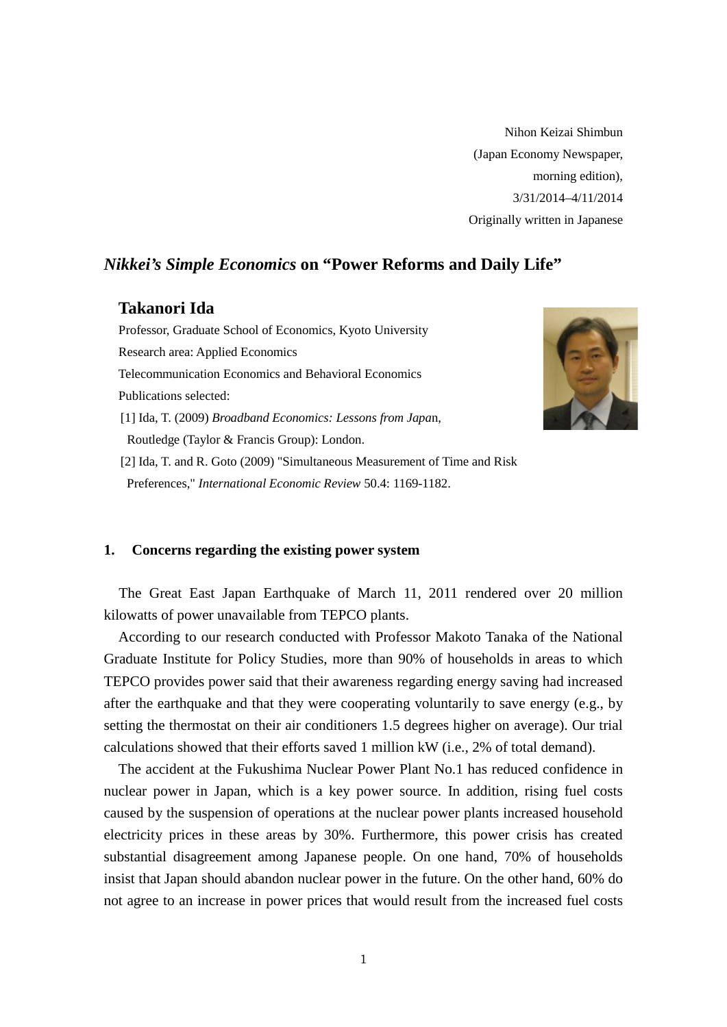Nihon Keizai Shimbun
(Japan Economy Newspaper,
morning edition),
3/31/2014–4/11/2014
Originally written in Japanese

# *Nikkei's Simple Economics* on "Power Reforms and Daily Life"

## Takanori Ida

Professor, Graduate School of Economics, Kyoto University
Research area: Applied Economics
Telecommunication Economics and Behavioral Economics
Publications selected:

[1] Ida, T. (2009) *Broadband Economics: Lessons from Japan*, Routledge (Taylor & Francis Group): London.

[2] Ida, T. and R. Goto (2009) "Simultaneous Measurement of Time and Risk Preferences," *International Economic Review* 50.4: 1169-1182.

### 1. Concerns regarding the existing power system

The Great East Japan Earthquake of March 11, 2011 rendered over 20 million kilowatts of power unavailable from TEPCO plants.

According to our research conducted with Professor Makoto Tanaka of the National Graduate Institute for Policy Studies, more than 90% of households in areas to which TEPCO provides power said that their awareness regarding energy saving had increased after the earthquake and that they were cooperating voluntarily to save energy (e.g., by setting the thermostat on their air conditioners 1.5 degrees higher on average). Our trial calculations showed that their efforts saved 1 million kW (i.e., 2% of total demand).

The accident at the Fukushima Nuclear Power Plant No.1 has reduced confidence in nuclear power in Japan, which is a key power source. In addition, rising fuel costs caused by the suspension of operations at the nuclear power plants increased household electricity prices in these areas by 30%. Furthermore, this power crisis has created substantial disagreement among Japanese people. On one hand, 70% of households insist that Japan should abandon nuclear power in the future. On the other hand, 60% do not agree to an increase in power prices that would result from the increased fuel costs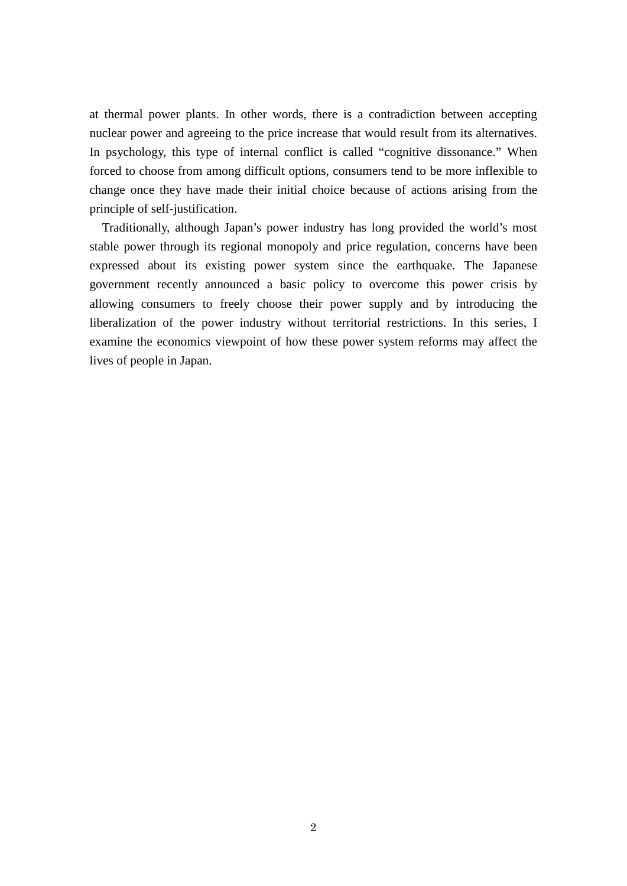at thermal power plants. In other words, there is a contradiction between accepting nuclear power and agreeing to the price increase that would result from its alternatives. In psychology, this type of internal conflict is called "cognitive dissonance." When forced to choose from among difficult options, consumers tend to be more inflexible to change once they have made their initial choice because of actions arising from the principle of self-justification.

Traditionally, although Japan's power industry has long provided the world's most stable power through its regional monopoly and price regulation, concerns have been expressed about its existing power system since the earthquake. The Japanese government recently announced a basic policy to overcome this power crisis by allowing consumers to freely choose their power supply and by introducing the liberalization of the power industry without territorial restrictions. In this series, I examine the economics viewpoint of how these power system reforms may affect the lives of people in Japan.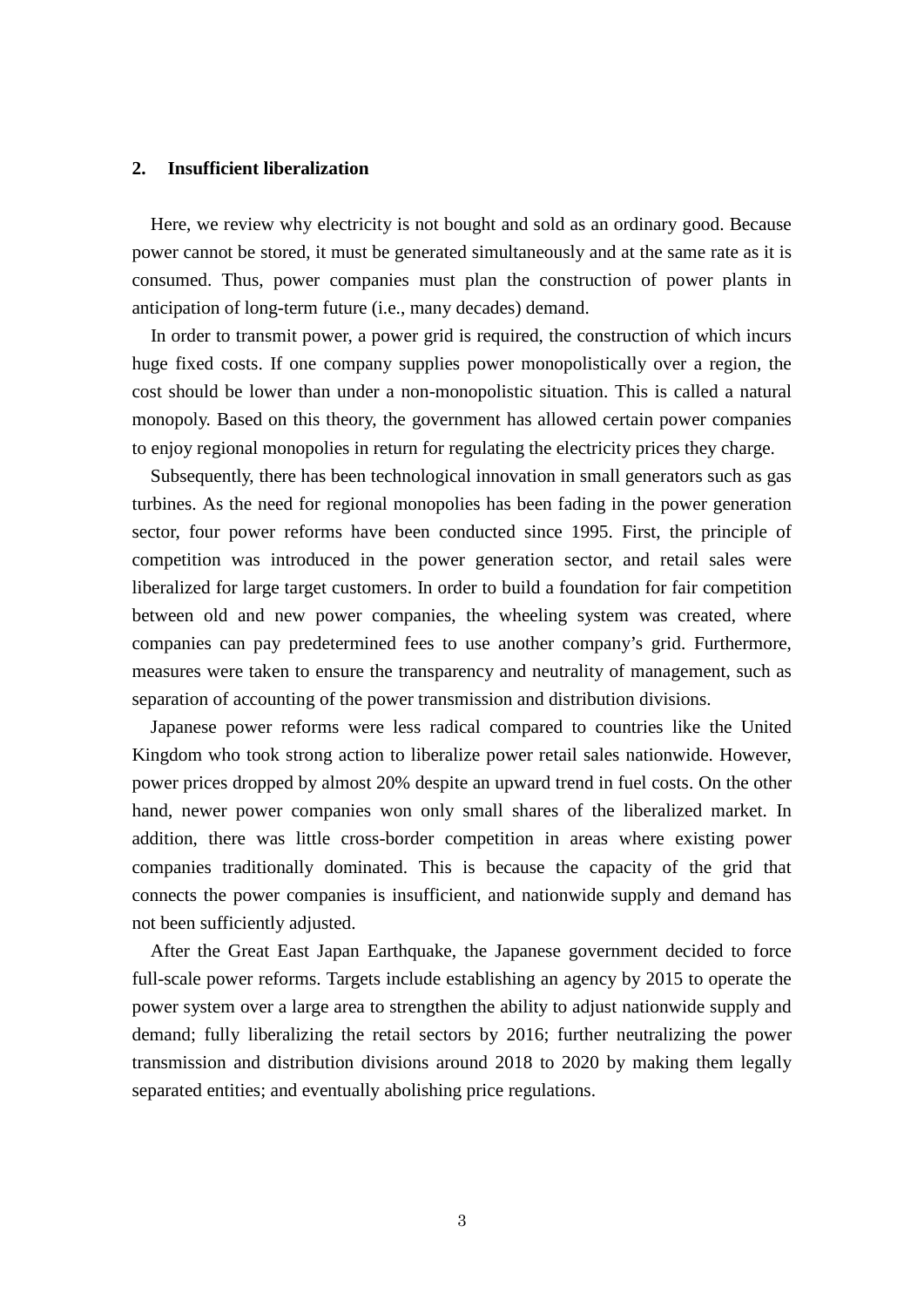## 2. Insufficient liberalization

Here, we review why electricity is not bought and sold as an ordinary good. Because power cannot be stored, it must be generated simultaneously and at the same rate as it is consumed. Thus, power companies must plan the construction of power plants in anticipation of long-term future (i.e., many decades) demand.

In order to transmit power, a power grid is required, the construction of which incurs huge fixed costs. If one company supplies power monopolistically over a region, the cost should be lower than under a non-monopolistic situation. This is called a natural monopoly. Based on this theory, the government has allowed certain power companies to enjoy regional monopolies in return for regulating the electricity prices they charge.

Subsequently, there has been technological innovation in small generators such as gas turbines. As the need for regional monopolies has been fading in the power generation sector, four power reforms have been conducted since 1995. First, the principle of competition was introduced in the power generation sector, and retail sales were liberalized for large target customers. In order to build a foundation for fair competition between old and new power companies, the wheeling system was created, where companies can pay predetermined fees to use another company's grid. Furthermore, measures were taken to ensure the transparency and neutrality of management, such as separation of accounting of the power transmission and distribution divisions.

Japanese power reforms were less radical compared to countries like the United Kingdom who took strong action to liberalize power retail sales nationwide. However, power prices dropped by almost 20% despite an upward trend in fuel costs. On the other hand, newer power companies won only small shares of the liberalized market. In addition, there was little cross-border competition in areas where existing power companies traditionally dominated. This is because the capacity of the grid that connects the power companies is insufficient, and nationwide supply and demand has not been sufficiently adjusted.

After the Great East Japan Earthquake, the Japanese government decided to force full-scale power reforms. Targets include establishing an agency by 2015 to operate the power system over a large area to strengthen the ability to adjust nationwide supply and demand; fully liberalizing the retail sectors by 2016; further neutralizing the power transmission and distribution divisions around 2018 to 2020 by making them legally separated entities; and eventually abolishing price regulations.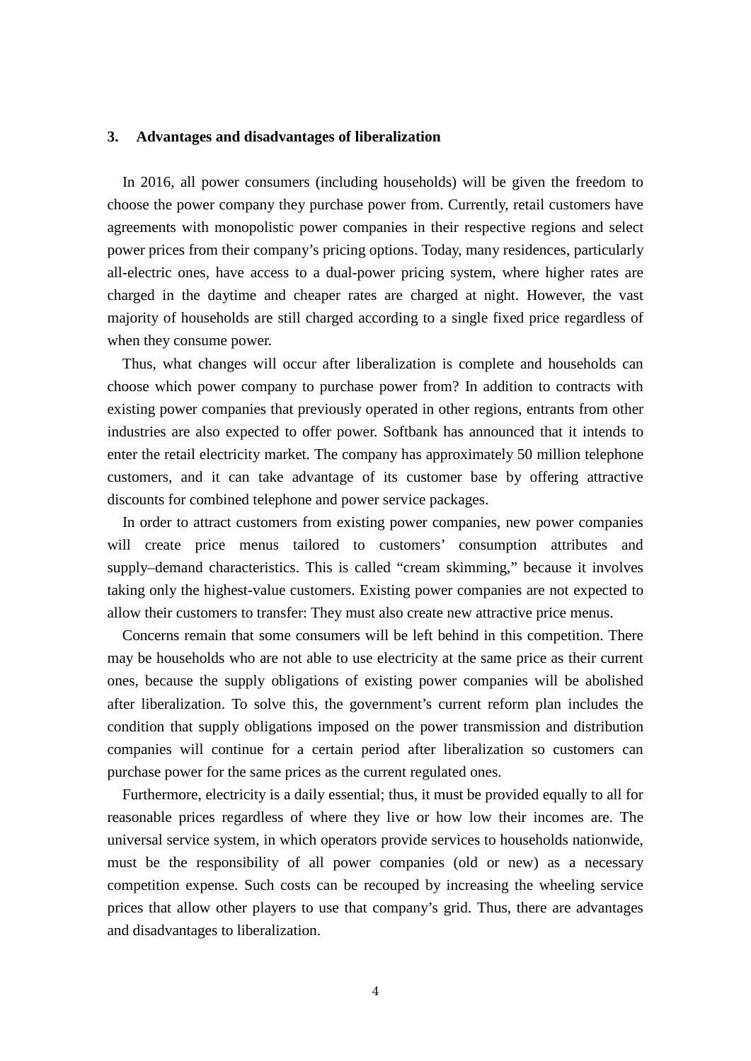## 3. Advantages and disadvantages of liberalization

In 2016, all power consumers (including households) will be given the freedom to choose the power company they purchase power from. Currently, retail customers have agreements with monopolistic power companies in their respective regions and select power prices from their company's pricing options. Today, many residences, particularly all-electric ones, have access to a dual-power pricing system, where higher rates are charged in the daytime and cheaper rates are charged at night. However, the vast majority of households are still charged according to a single fixed price regardless of when they consume power.

Thus, what changes will occur after liberalization is complete and households can choose which power company to purchase power from? In addition to contracts with existing power companies that previously operated in other regions, entrants from other industries are also expected to offer power. Softbank has announced that it intends to enter the retail electricity market. The company has approximately 50 million telephone customers, and it can take advantage of its customer base by offering attractive discounts for combined telephone and power service packages.

In order to attract customers from existing power companies, new power companies will create price menus tailored to customers' consumption attributes and supply–demand characteristics. This is called "cream skimming," because it involves taking only the highest-value customers. Existing power companies are not expected to allow their customers to transfer: They must also create new attractive price menus.

Concerns remain that some consumers will be left behind in this competition. There may be households who are not able to use electricity at the same price as their current ones, because the supply obligations of existing power companies will be abolished after liberalization. To solve this, the government's current reform plan includes the condition that supply obligations imposed on the power transmission and distribution companies will continue for a certain period after liberalization so customers can purchase power for the same prices as the current regulated ones.

Furthermore, electricity is a daily essential; thus, it must be provided equally to all for reasonable prices regardless of where they live or how low their incomes are. The universal service system, in which operators provide services to households nationwide, must be the responsibility of all power companies (old or new) as a necessary competition expense. Such costs can be recouped by increasing the wheeling service prices that allow other players to use that company's grid. Thus, there are advantages and disadvantages to liberalization.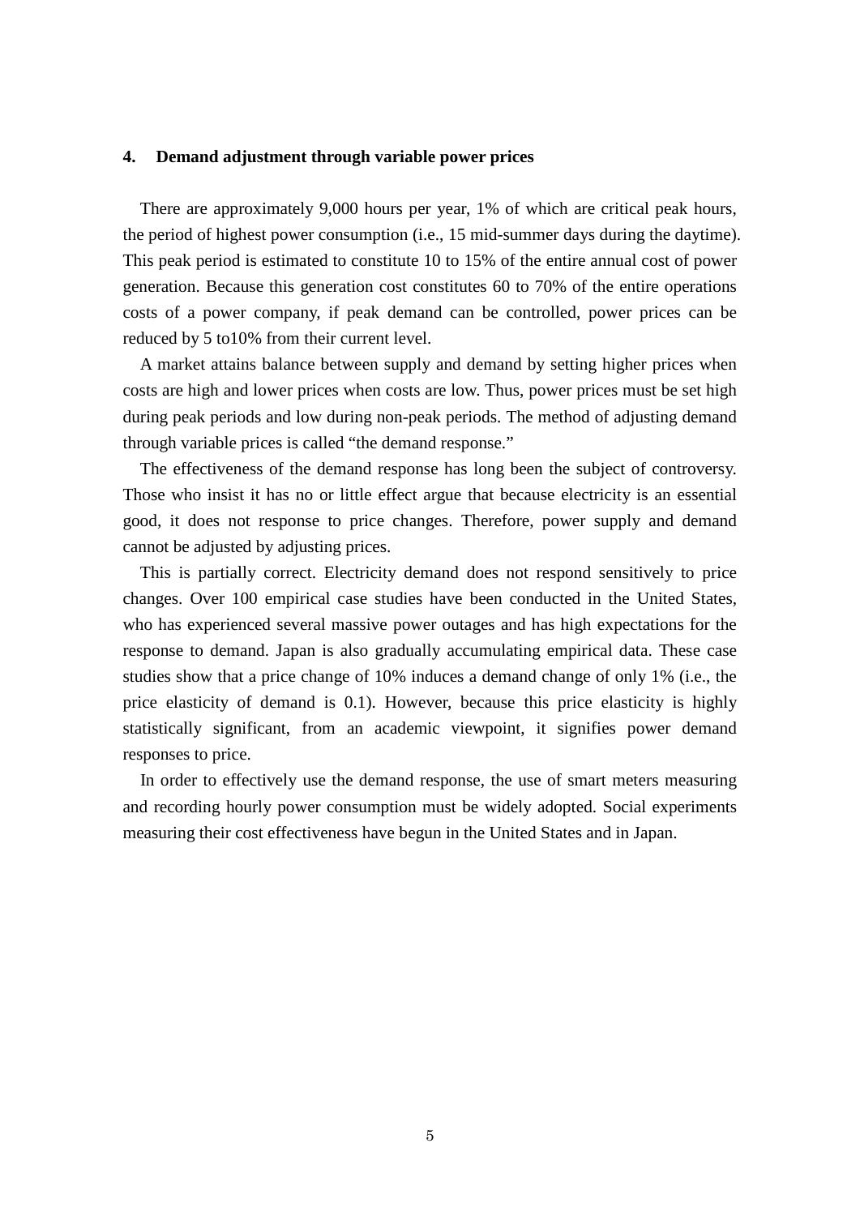## 4. Demand adjustment through variable power prices

There are approximately 9,000 hours per year, 1% of which are critical peak hours, the period of highest power consumption (i.e., 15 mid-summer days during the daytime). This peak period is estimated to constitute 10 to 15% of the entire annual cost of power generation. Because this generation cost constitutes 60 to 70% of the entire operations costs of a power company, if peak demand can be controlled, power prices can be reduced by 5 to10% from their current level.

A market attains balance between supply and demand by setting higher prices when costs are high and lower prices when costs are low. Thus, power prices must be set high during peak periods and low during non-peak periods. The method of adjusting demand through variable prices is called "the demand response."

The effectiveness of the demand response has long been the subject of controversy. Those who insist it has no or little effect argue that because electricity is an essential good, it does not response to price changes. Therefore, power supply and demand cannot be adjusted by adjusting prices.

This is partially correct. Electricity demand does not respond sensitively to price changes. Over 100 empirical case studies have been conducted in the United States, who has experienced several massive power outages and has high expectations for the response to demand. Japan is also gradually accumulating empirical data. These case studies show that a price change of 10% induces a demand change of only 1% (i.e., the price elasticity of demand is 0.1). However, because this price elasticity is highly statistically significant, from an academic viewpoint, it signifies power demand responses to price.

In order to effectively use the demand response, the use of smart meters measuring and recording hourly power consumption must be widely adopted. Social experiments measuring their cost effectiveness have begun in the United States and in Japan.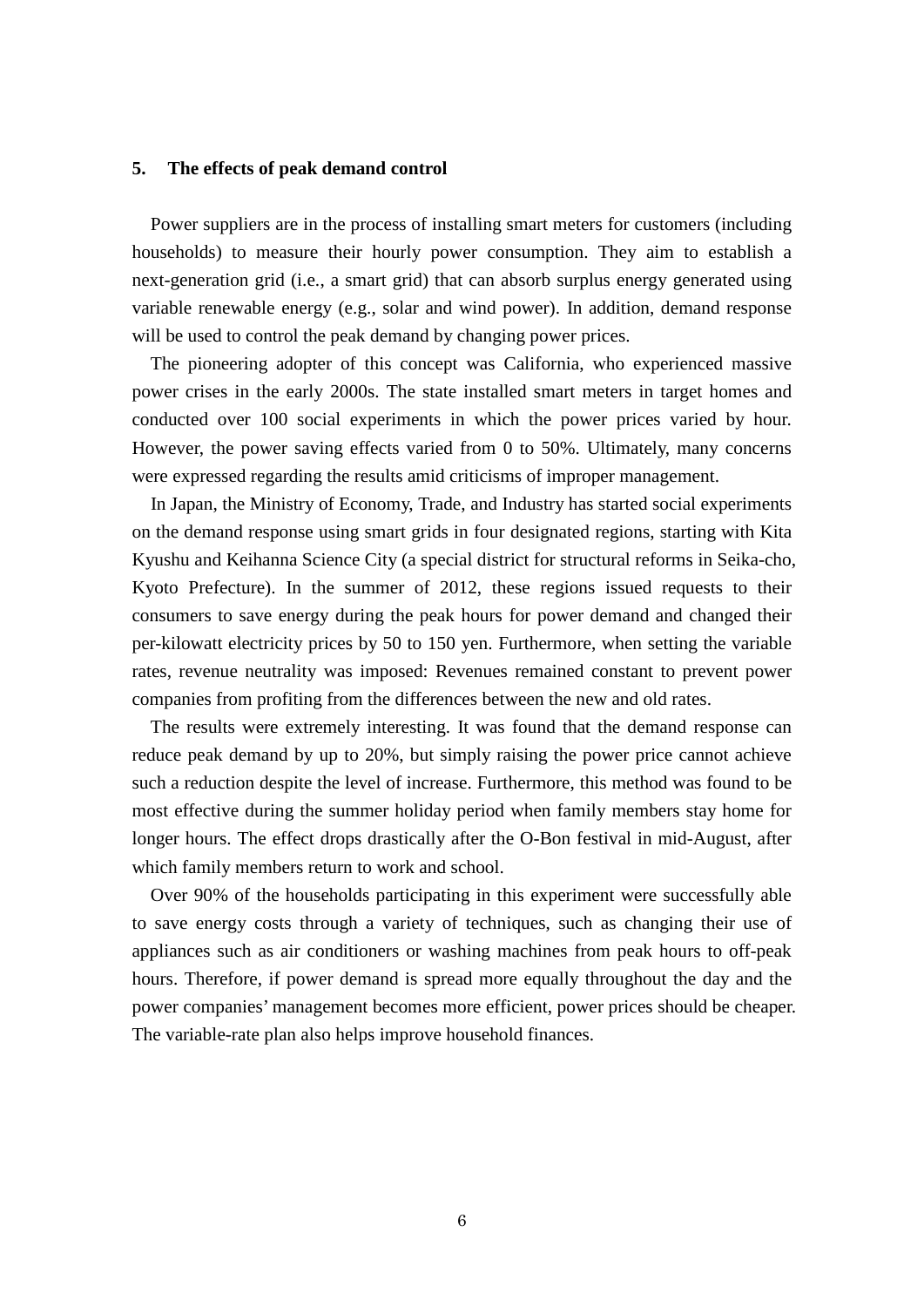## 5. The effects of peak demand control

Power suppliers are in the process of installing smart meters for customers (including households) to measure their hourly power consumption. They aim to establish a next-generation grid (i.e., a smart grid) that can absorb surplus energy generated using variable renewable energy (e.g., solar and wind power). In addition, demand response will be used to control the peak demand by changing power prices.

The pioneering adopter of this concept was California, who experienced massive power crises in the early 2000s. The state installed smart meters in target homes and conducted over 100 social experiments in which the power prices varied by hour. However, the power saving effects varied from 0 to 50%. Ultimately, many concerns were expressed regarding the results amid criticisms of improper management.

In Japan, the Ministry of Economy, Trade, and Industry has started social experiments on the demand response using smart grids in four designated regions, starting with Kita Kyushu and Keihanna Science City (a special district for structural reforms in Seika-cho, Kyoto Prefecture). In the summer of 2012, these regions issued requests to their consumers to save energy during the peak hours for power demand and changed their per-kilowatt electricity prices by 50 to 150 yen. Furthermore, when setting the variable rates, revenue neutrality was imposed: Revenues remained constant to prevent power companies from profiting from the differences between the new and old rates.

The results were extremely interesting. It was found that the demand response can reduce peak demand by up to 20%, but simply raising the power price cannot achieve such a reduction despite the level of increase. Furthermore, this method was found to be most effective during the summer holiday period when family members stay home for longer hours. The effect drops drastically after the O-Bon festival in mid-August, after which family members return to work and school.

Over 90% of the households participating in this experiment were successfully able to save energy costs through a variety of techniques, such as changing their use of appliances such as air conditioners or washing machines from peak hours to off-peak hours. Therefore, if power demand is spread more equally throughout the day and the power companies' management becomes more efficient, power prices should be cheaper. The variable-rate plan also helps improve household finances.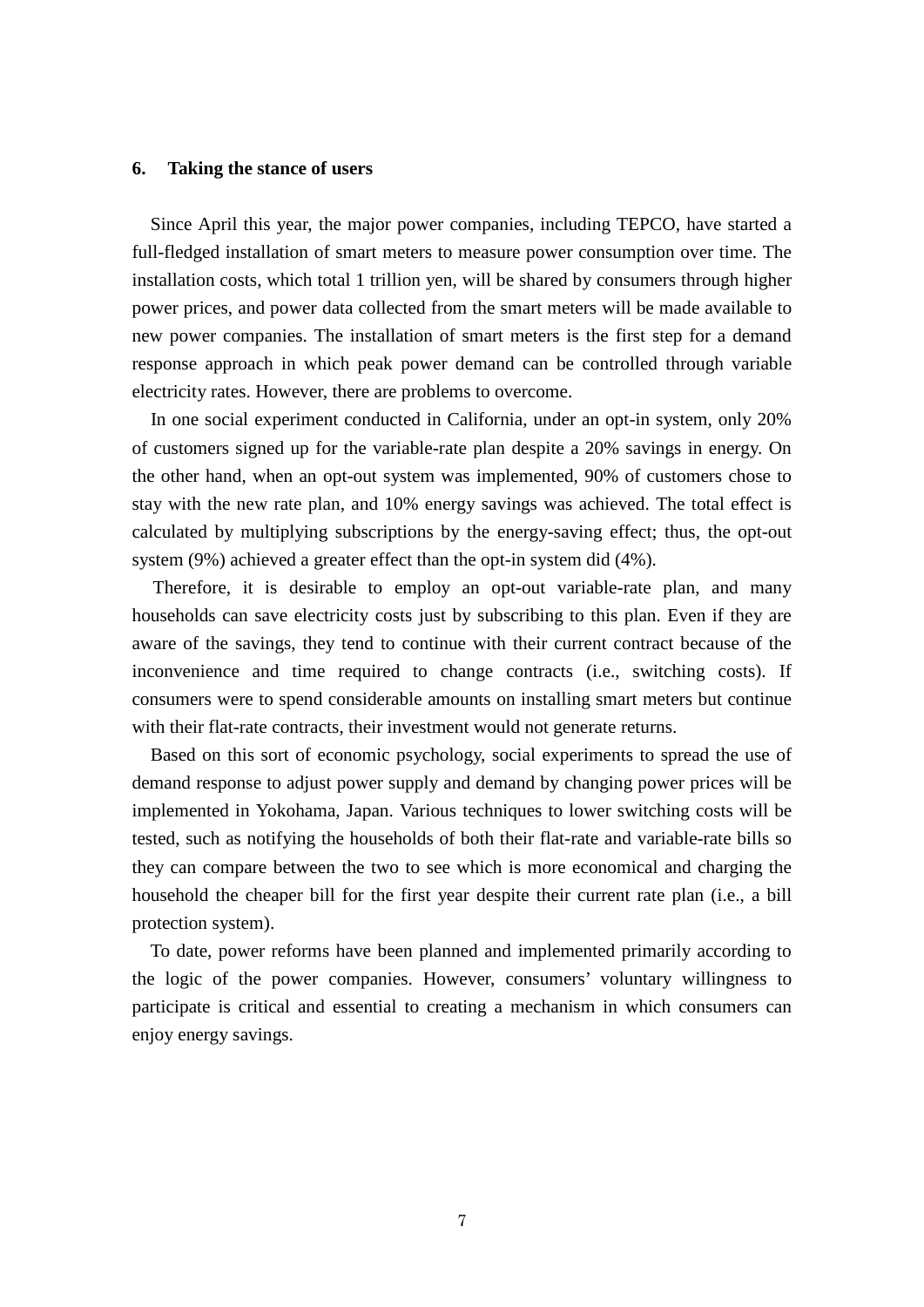## 6. Taking the stance of users

Since April this year, the major power companies, including TEPCO, have started a full-fledged installation of smart meters to measure power consumption over time. The installation costs, which total 1 trillion yen, will be shared by consumers through higher power prices, and power data collected from the smart meters will be made available to new power companies. The installation of smart meters is the first step for a demand response approach in which peak power demand can be controlled through variable electricity rates. However, there are problems to overcome.

In one social experiment conducted in California, under an opt-in system, only 20% of customers signed up for the variable-rate plan despite a 20% savings in energy. On the other hand, when an opt-out system was implemented, 90% of customers chose to stay with the new rate plan, and 10% energy savings was achieved. The total effect is calculated by multiplying subscriptions by the energy-saving effect; thus, the opt-out system (9%) achieved a greater effect than the opt-in system did (4%).

Therefore, it is desirable to employ an opt-out variable-rate plan, and many households can save electricity costs just by subscribing to this plan. Even if they are aware of the savings, they tend to continue with their current contract because of the inconvenience and time required to change contracts (i.e., switching costs). If consumers were to spend considerable amounts on installing smart meters but continue with their flat-rate contracts, their investment would not generate returns.

Based on this sort of economic psychology, social experiments to spread the use of demand response to adjust power supply and demand by changing power prices will be implemented in Yokohama, Japan. Various techniques to lower switching costs will be tested, such as notifying the households of both their flat-rate and variable-rate bills so they can compare between the two to see which is more economical and charging the household the cheaper bill for the first year despite their current rate plan (i.e., a bill protection system).

To date, power reforms have been planned and implemented primarily according to the logic of the power companies. However, consumers' voluntary willingness to participate is critical and essential to creating a mechanism in which consumers can enjoy energy savings.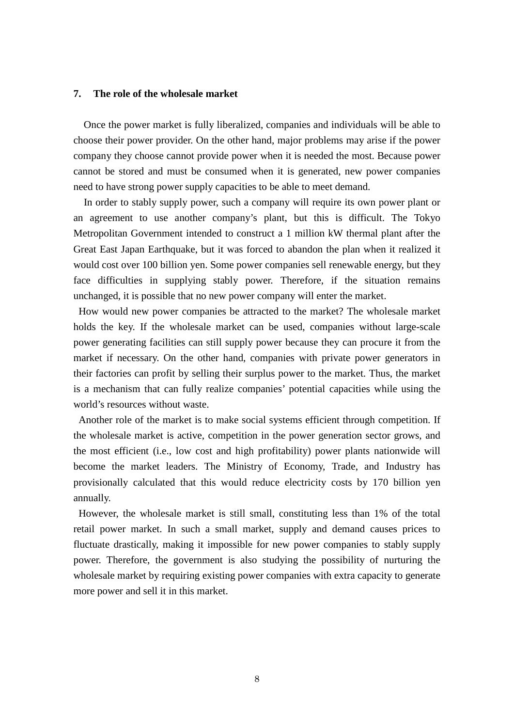## 7. The role of the wholesale market

Once the power market is fully liberalized, companies and individuals will be able to choose their power provider. On the other hand, major problems may arise if the power company they choose cannot provide power when it is needed the most. Because power cannot be stored and must be consumed when it is generated, new power companies need to have strong power supply capacities to be able to meet demand.

In order to stably supply power, such a company will require its own power plant or an agreement to use another company's plant, but this is difficult. The Tokyo Metropolitan Government intended to construct a 1 million kW thermal plant after the Great East Japan Earthquake, but it was forced to abandon the plan when it realized it would cost over 100 billion yen. Some power companies sell renewable energy, but they face difficulties in supplying stably power. Therefore, if the situation remains unchanged, it is possible that no new power company will enter the market.

How would new power companies be attracted to the market? The wholesale market holds the key. If the wholesale market can be used, companies without large-scale power generating facilities can still supply power because they can procure it from the market if necessary. On the other hand, companies with private power generators in their factories can profit by selling their surplus power to the market. Thus, the market is a mechanism that can fully realize companies' potential capacities while using the world's resources without waste.

Another role of the market is to make social systems efficient through competition. If the wholesale market is active, competition in the power generation sector grows, and the most efficient (i.e., low cost and high profitability) power plants nationwide will become the market leaders. The Ministry of Economy, Trade, and Industry has provisionally calculated that this would reduce electricity costs by 170 billion yen annually.

However, the wholesale market is still small, constituting less than 1% of the total retail power market. In such a small market, supply and demand causes prices to fluctuate drastically, making it impossible for new power companies to stably supply power. Therefore, the government is also studying the possibility of nurturing the wholesale market by requiring existing power companies with extra capacity to generate more power and sell it in this market.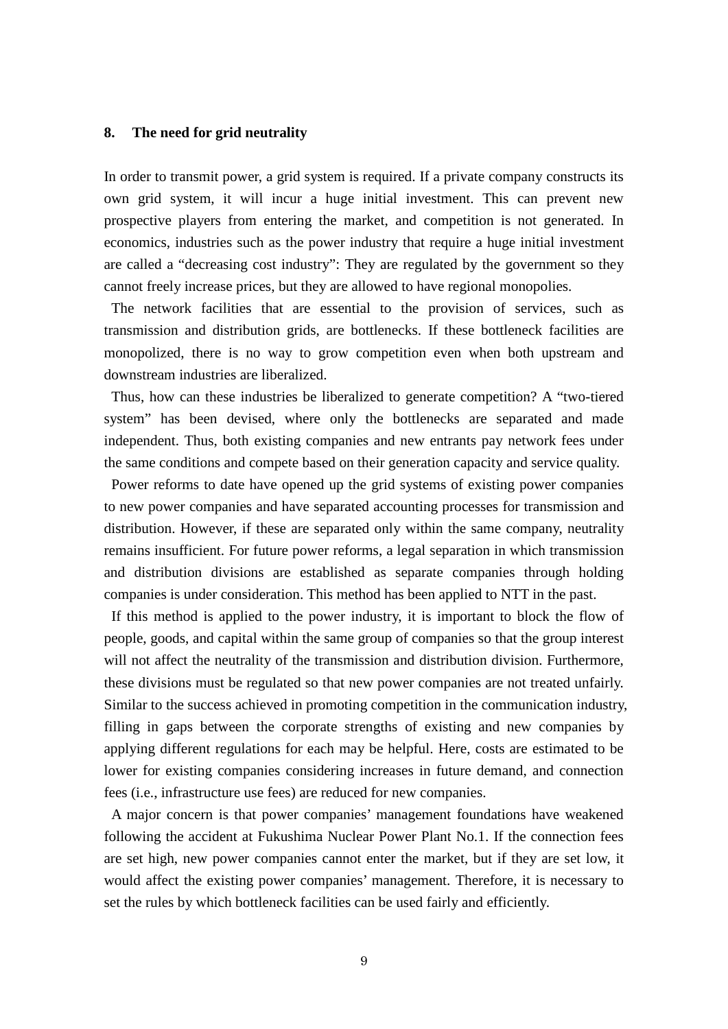## 8. The need for grid neutrality

In order to transmit power, a grid system is required. If a private company constructs its own grid system, it will incur a huge initial investment. This can prevent new prospective players from entering the market, and competition is not generated. In economics, industries such as the power industry that require a huge initial investment are called a "decreasing cost industry": They are regulated by the government so they cannot freely increase prices, but they are allowed to have regional monopolies.

The network facilities that are essential to the provision of services, such as transmission and distribution grids, are bottlenecks. If these bottleneck facilities are monopolized, there is no way to grow competition even when both upstream and downstream industries are liberalized.

Thus, how can these industries be liberalized to generate competition? A "two-tiered system" has been devised, where only the bottlenecks are separated and made independent. Thus, both existing companies and new entrants pay network fees under the same conditions and compete based on their generation capacity and service quality.

Power reforms to date have opened up the grid systems of existing power companies to new power companies and have separated accounting processes for transmission and distribution. However, if these are separated only within the same company, neutrality remains insufficient. For future power reforms, a legal separation in which transmission and distribution divisions are established as separate companies through holding companies is under consideration. This method has been applied to NTT in the past.

If this method is applied to the power industry, it is important to block the flow of people, goods, and capital within the same group of companies so that the group interest will not affect the neutrality of the transmission and distribution division. Furthermore, these divisions must be regulated so that new power companies are not treated unfairly. Similar to the success achieved in promoting competition in the communication industry, filling in gaps between the corporate strengths of existing and new companies by applying different regulations for each may be helpful. Here, costs are estimated to be lower for existing companies considering increases in future demand, and connection fees (i.e., infrastructure use fees) are reduced for new companies.

A major concern is that power companies' management foundations have weakened following the accident at Fukushima Nuclear Power Plant No.1. If the connection fees are set high, new power companies cannot enter the market, but if they are set low, it would affect the existing power companies' management. Therefore, it is necessary to set the rules by which bottleneck facilities can be used fairly and efficiently.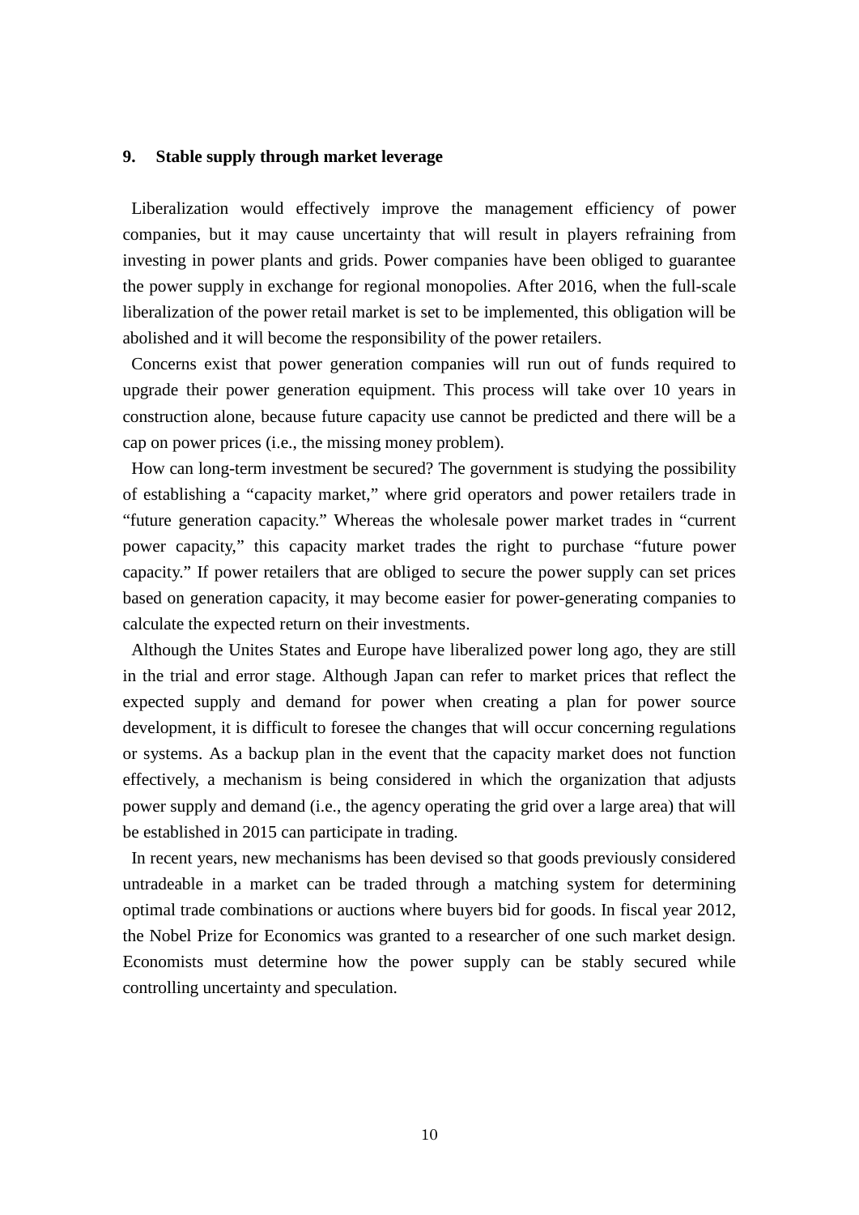## 9. Stable supply through market leverage

Liberalization would effectively improve the management efficiency of power companies, but it may cause uncertainty that will result in players refraining from investing in power plants and grids. Power companies have been obliged to guarantee the power supply in exchange for regional monopolies. After 2016, when the full-scale liberalization of the power retail market is set to be implemented, this obligation will be abolished and it will become the responsibility of the power retailers.

Concerns exist that power generation companies will run out of funds required to upgrade their power generation equipment. This process will take over 10 years in construction alone, because future capacity use cannot be predicted and there will be a cap on power prices (i.e., the missing money problem).

How can long-term investment be secured? The government is studying the possibility of establishing a "capacity market," where grid operators and power retailers trade in "future generation capacity." Whereas the wholesale power market trades in "current power capacity," this capacity market trades the right to purchase "future power capacity." If power retailers that are obliged to secure the power supply can set prices based on generation capacity, it may become easier for power-generating companies to calculate the expected return on their investments.

Although the Unites States and Europe have liberalized power long ago, they are still in the trial and error stage. Although Japan can refer to market prices that reflect the expected supply and demand for power when creating a plan for power source development, it is difficult to foresee the changes that will occur concerning regulations or systems. As a backup plan in the event that the capacity market does not function effectively, a mechanism is being considered in which the organization that adjusts power supply and demand (i.e., the agency operating the grid over a large area) that will be established in 2015 can participate in trading.

In recent years, new mechanisms has been devised so that goods previously considered untradeable in a market can be traded through a matching system for determining optimal trade combinations or auctions where buyers bid for goods. In fiscal year 2012, the Nobel Prize for Economics was granted to a researcher of one such market design. Economists must determine how the power supply can be stably secured while controlling uncertainty and speculation.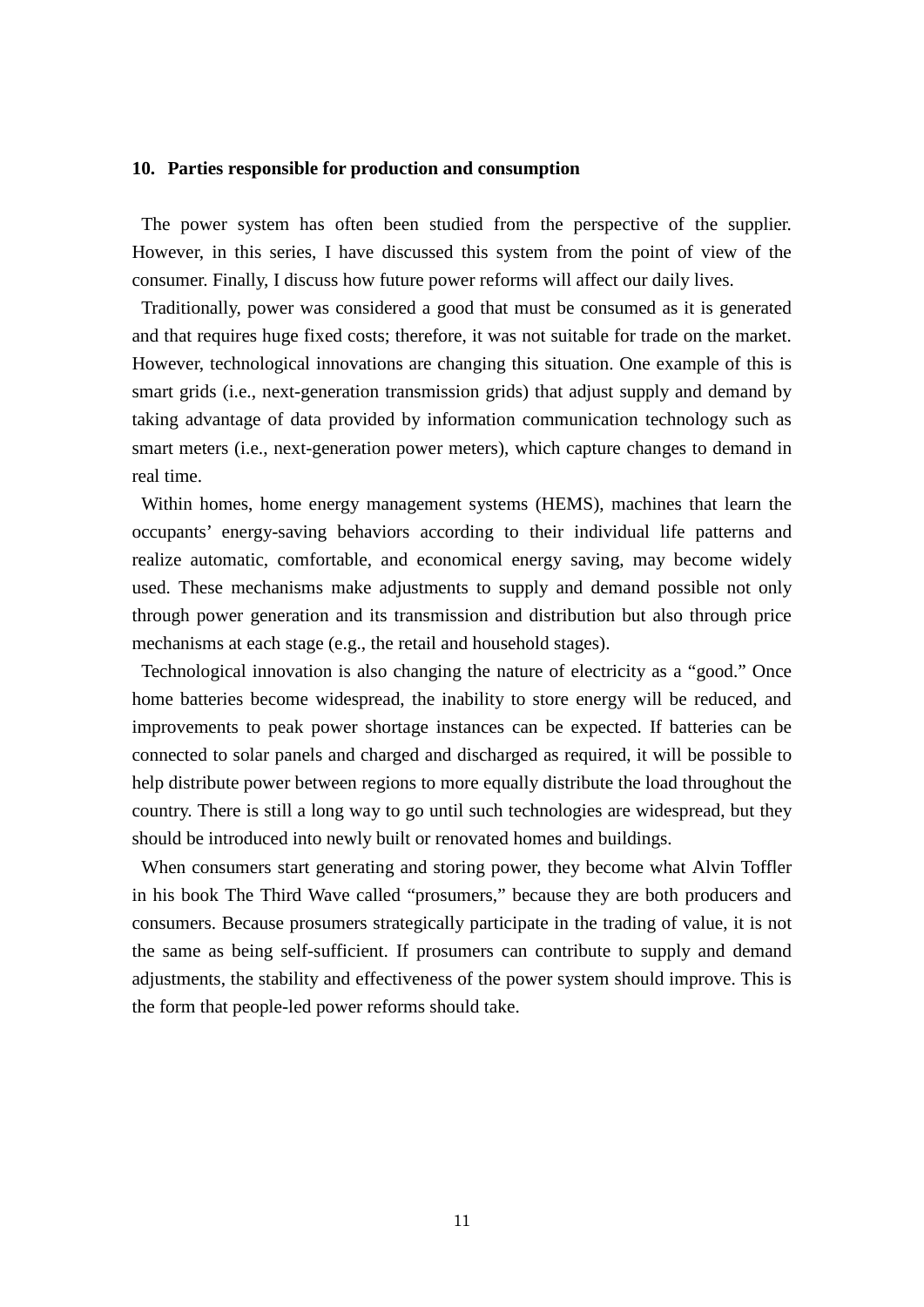## 10. Parties responsible for production and consumption

The power system has often been studied from the perspective of the supplier. However, in this series, I have discussed this system from the point of view of the consumer. Finally, I discuss how future power reforms will affect our daily lives.

Traditionally, power was considered a good that must be consumed as it is generated and that requires huge fixed costs; therefore, it was not suitable for trade on the market. However, technological innovations are changing this situation. One example of this is smart grids (i.e., next-generation transmission grids) that adjust supply and demand by taking advantage of data provided by information communication technology such as smart meters (i.e., next-generation power meters), which capture changes to demand in real time.

Within homes, home energy management systems (HEMS), machines that learn the occupants' energy-saving behaviors according to their individual life patterns and realize automatic, comfortable, and economical energy saving, may become widely used. These mechanisms make adjustments to supply and demand possible not only through power generation and its transmission and distribution but also through price mechanisms at each stage (e.g., the retail and household stages).

Technological innovation is also changing the nature of electricity as a "good." Once home batteries become widespread, the inability to store energy will be reduced, and improvements to peak power shortage instances can be expected. If batteries can be connected to solar panels and charged and discharged as required, it will be possible to help distribute power between regions to more equally distribute the load throughout the country. There is still a long way to go until such technologies are widespread, but they should be introduced into newly built or renovated homes and buildings.

When consumers start generating and storing power, they become what Alvin Toffler in his book The Third Wave called "prosumers," because they are both producers and consumers. Because prosumers strategically participate in the trading of value, it is not the same as being self-sufficient. If prosumers can contribute to supply and demand adjustments, the stability and effectiveness of the power system should improve. This is the form that people-led power reforms should take.